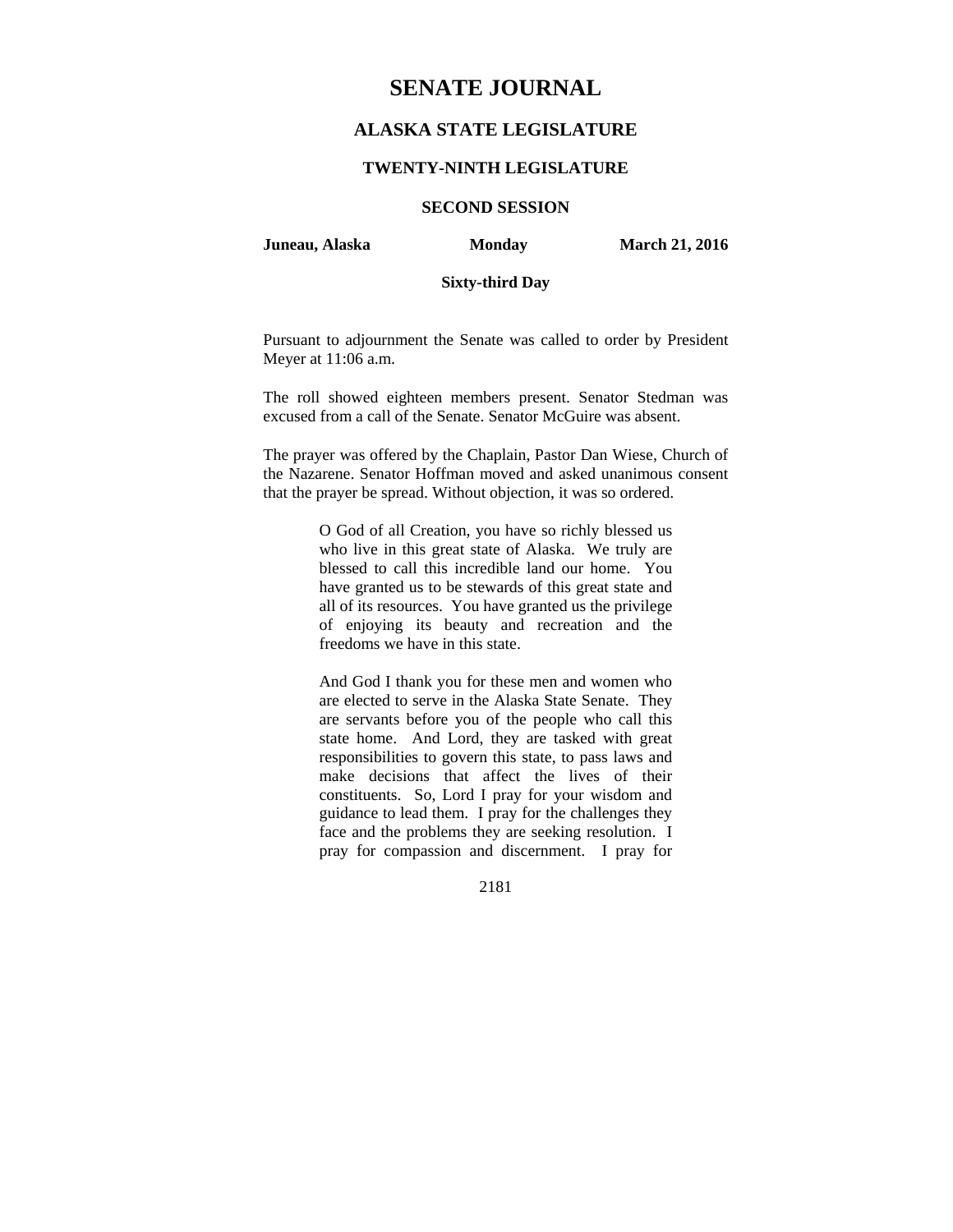# SENATE JOURNAL

## ALASKA STATE LEGISLATURE

### TWENTY-NINTH LEGISLATURE

### SECOND SESSION

**Juneau, Alaska** **Monday** **March 21, 2016**

**Sixty-third Day**

Pursuant to adjournment the Senate was called to order by President Meyer at 11:06 a.m.

The roll showed eighteen members present. Senator Stedman was excused from a call of the Senate. Senator McGuire was absent.

The prayer was offered by the Chaplain, Pastor Dan Wiese, Church of the Nazarene. Senator Hoffman moved and asked unanimous consent that the prayer be spread. Without objection, it was so ordered.

> O God of all Creation, you have so richly blessed us who live in this great state of Alaska. We truly are blessed to call this incredible land our home. You have granted us to be stewards of this great state and all of its resources. You have granted us the privilege of enjoying its beauty and recreation and the freedoms we have in this state.
>
> And God I thank you for these men and women who are elected to serve in the Alaska State Senate. They are servants before you of the people who call this state home. And Lord, they are tasked with great responsibilities to govern this state, to pass laws and make decisions that affect the lives of their constituents. So, Lord I pray for your wisdom and guidance to lead them. I pray for the challenges they face and the problems they are seeking resolution. I pray for compassion and discernment. I pray for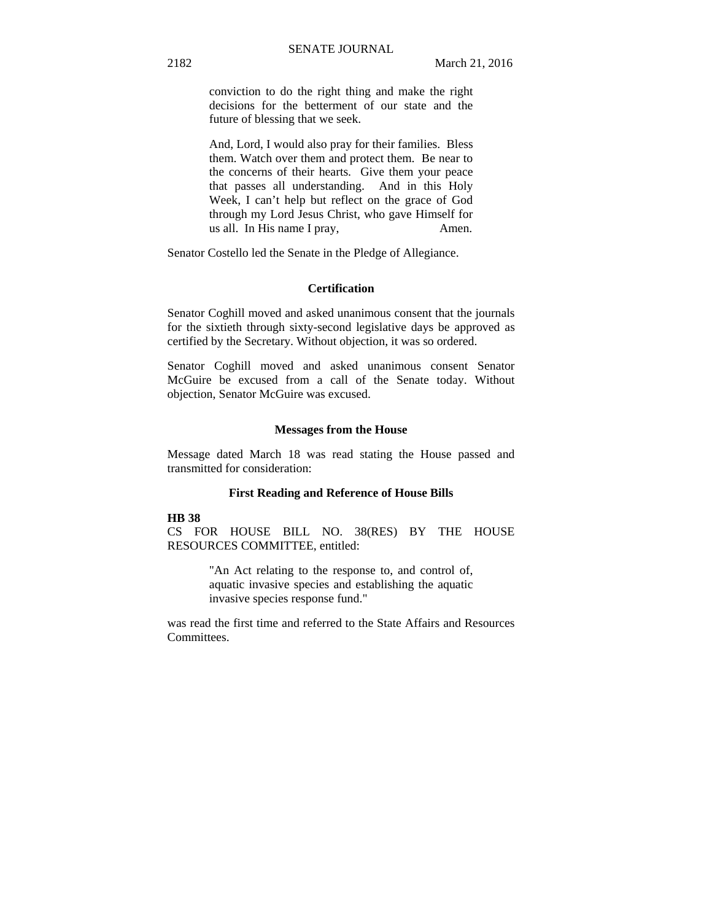> conviction to do the right thing and make the right decisions for the betterment of our state and the future of blessing that we seek.
>
> And, Lord, I would also pray for their families. Bless them. Watch over them and protect them. Be near to the concerns of their hearts. Give them your peace that passes all understanding. And in this Holy Week, I can't help but reflect on the grace of God through my Lord Jesus Christ, who gave Himself for us all. In His name I pray, Amen.

Senator Costello led the Senate in the Pledge of Allegiance.

**Certification**

Senator Coghill moved and asked unanimous consent that the journals for the sixtieth through sixty-second legislative days be approved as certified by the Secretary. Without objection, it was so ordered.

Senator Coghill moved and asked unanimous consent Senator McGuire be excused from a call of the Senate today. Without objection, Senator McGuire was excused.

**Messages from the House**

Message dated March 18 was read stating the House passed and transmitted for consideration:

**First Reading and Reference of House Bills**

**HB 38**
CS FOR HOUSE BILL NO. 38(RES) BY THE HOUSE RESOURCES COMMITTEE, entitled:

> "An Act relating to the response to, and control of, aquatic invasive species and establishing the aquatic invasive species response fund."

was read the first time and referred to the State Affairs and Resources Committees.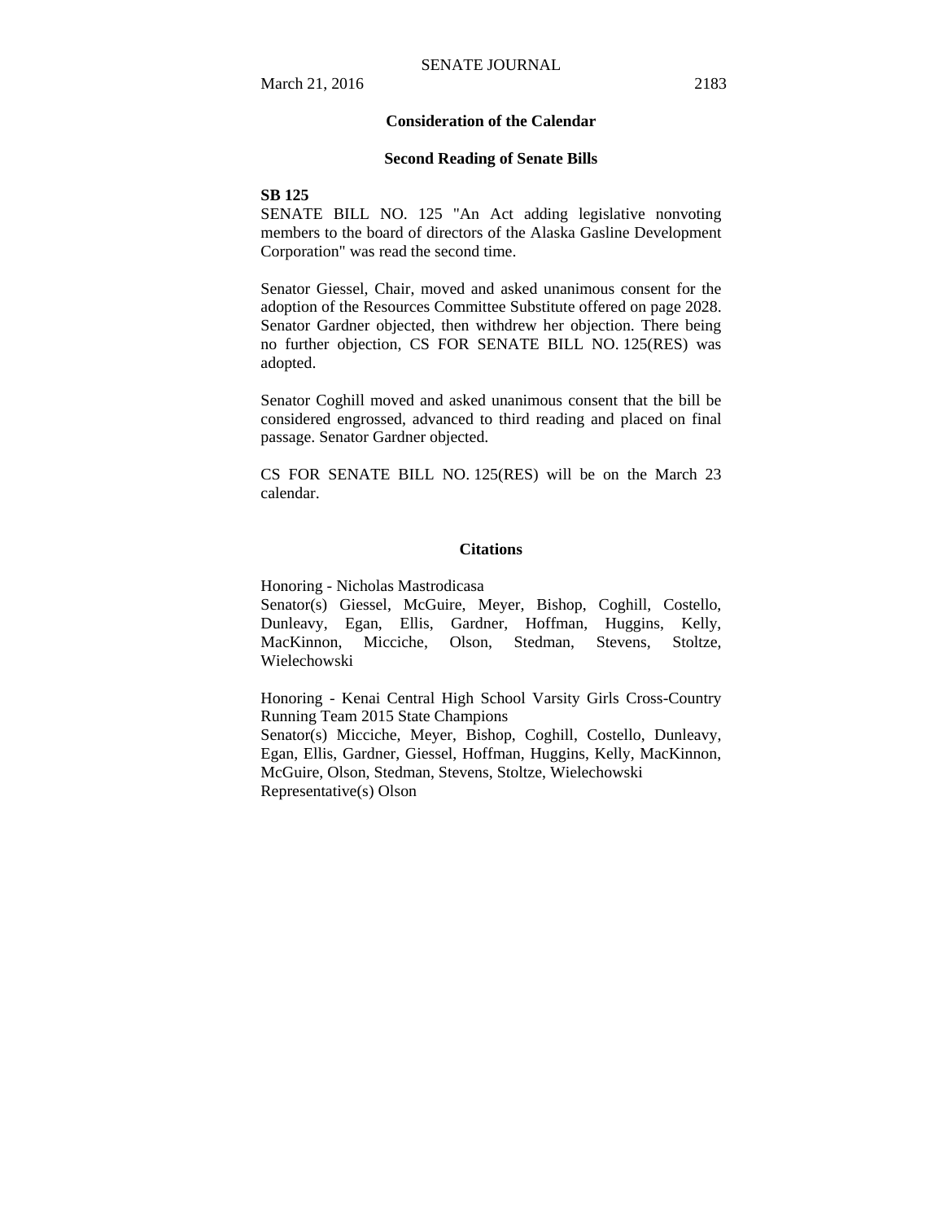## Consideration of the Calendar

### Second Reading of Senate Bills

**SB 125**

SENATE BILL NO. 125 "An Act adding legislative nonvoting members to the board of directors of the Alaska Gasline Development Corporation" was read the second time.

Senator Giessel, Chair, moved and asked unanimous consent for the adoption of the Resources Committee Substitute offered on page 2028. Senator Gardner objected, then withdrew her objection. There being no further objection, CS FOR SENATE BILL NO. 125(RES) was adopted.

Senator Coghill moved and asked unanimous consent that the bill be considered engrossed, advanced to third reading and placed on final passage. Senator Gardner objected.

CS FOR SENATE BILL NO. 125(RES) will be on the March 23 calendar.

## Citations

Honoring - Nicholas Mastrodicasa
Senator(s) Giessel, McGuire, Meyer, Bishop, Coghill, Costello, Dunleavy, Egan, Ellis, Gardner, Hoffman, Huggins, Kelly, MacKinnon, Micciche, Olson, Stedman, Stevens, Stoltze, Wielechowski

Honoring - Kenai Central High School Varsity Girls Cross-Country Running Team 2015 State Champions
Senator(s) Micciche, Meyer, Bishop, Coghill, Costello, Dunleavy, Egan, Ellis, Gardner, Giessel, Hoffman, Huggins, Kelly, MacKinnon, McGuire, Olson, Stedman, Stevens, Stoltze, Wielechowski
Representative(s) Olson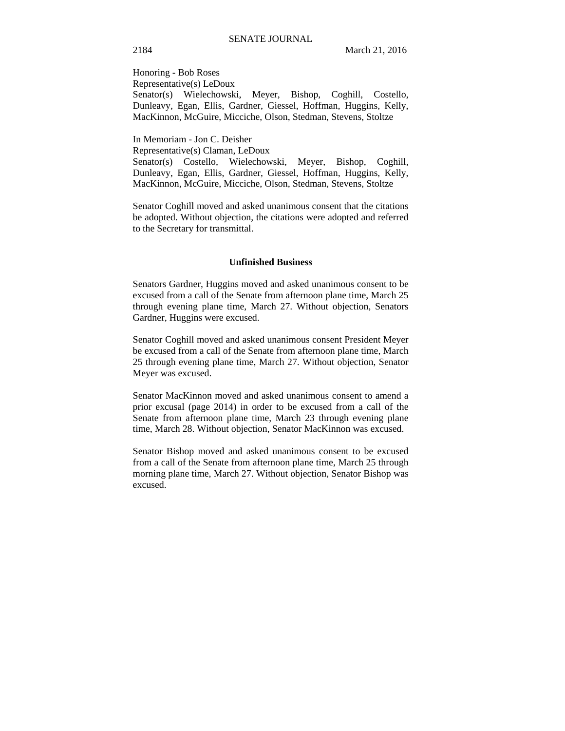Honoring - Bob Roses
Representative(s) LeDoux
Senator(s) Wielechowski, Meyer, Bishop, Coghill, Costello, Dunleavy, Egan, Ellis, Gardner, Giessel, Hoffman, Huggins, Kelly, MacKinnon, McGuire, Micciche, Olson, Stedman, Stevens, Stoltze

In Memoriam - Jon C. Deisher
Representative(s) Claman, LeDoux
Senator(s) Costello, Wielechowski, Meyer, Bishop, Coghill, Dunleavy, Egan, Ellis, Gardner, Giessel, Hoffman, Huggins, Kelly, MacKinnon, McGuire, Micciche, Olson, Stedman, Stevens, Stoltze

Senator Coghill moved and asked unanimous consent that the citations be adopted. Without objection, the citations were adopted and referred to the Secretary for transmittal.

**Unfinished Business**

Senators Gardner, Huggins moved and asked unanimous consent to be excused from a call of the Senate from afternoon plane time, March 25 through evening plane time, March 27. Without objection, Senators Gardner, Huggins were excused.

Senator Coghill moved and asked unanimous consent President Meyer be excused from a call of the Senate from afternoon plane time, March 25 through evening plane time, March 27. Without objection, Senator Meyer was excused.

Senator MacKinnon moved and asked unanimous consent to amend a prior excusal (page 2014) in order to be excused from a call of the Senate from afternoon plane time, March 23 through evening plane time, March 28. Without objection, Senator MacKinnon was excused.

Senator Bishop moved and asked unanimous consent to be excused from a call of the Senate from afternoon plane time, March 25 through morning plane time, March 27. Without objection, Senator Bishop was excused.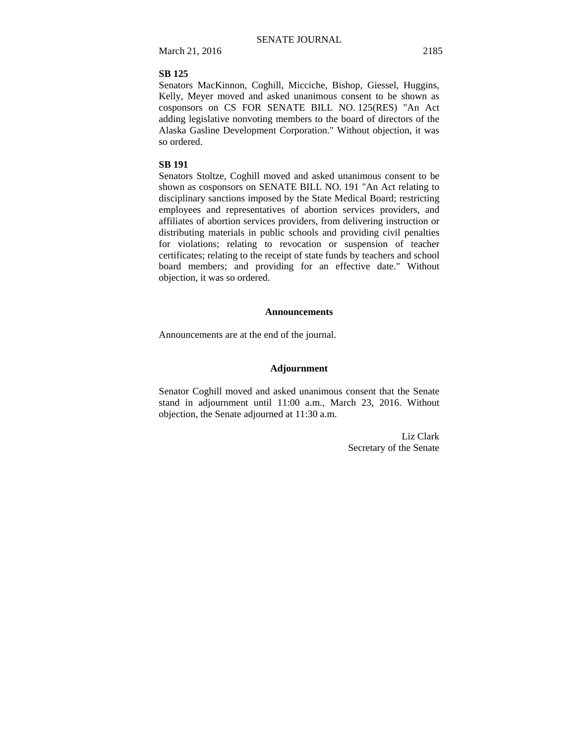**SB 125**

Senators MacKinnon, Coghill, Micciche, Bishop, Giessel, Huggins, Kelly, Meyer moved and asked unanimous consent to be shown as cosponsors on CS FOR SENATE BILL NO. 125(RES) "An Act adding legislative nonvoting members to the board of directors of the Alaska Gasline Development Corporation." Without objection, it was so ordered.

**SB 191**

Senators Stoltze, Coghill moved and asked unanimous consent to be shown as cosponsors on SENATE BILL NO. 191 "An Act relating to disciplinary sanctions imposed by the State Medical Board; restricting employees and representatives of abortion services providers, and affiliates of abortion services providers, from delivering instruction or distributing materials in public schools and providing civil penalties for violations; relating to revocation or suspension of teacher certificates; relating to the receipt of state funds by teachers and school board members; and providing for an effective date." Without objection, it was so ordered.

## Announcements

Announcements are at the end of the journal.

## Adjournment

Senator Coghill moved and asked unanimous consent that the Senate stand in adjournment until 11:00 a.m., March 23, 2016. Without objection, the Senate adjourned at 11:30 a.m.

Liz Clark
Secretary of the Senate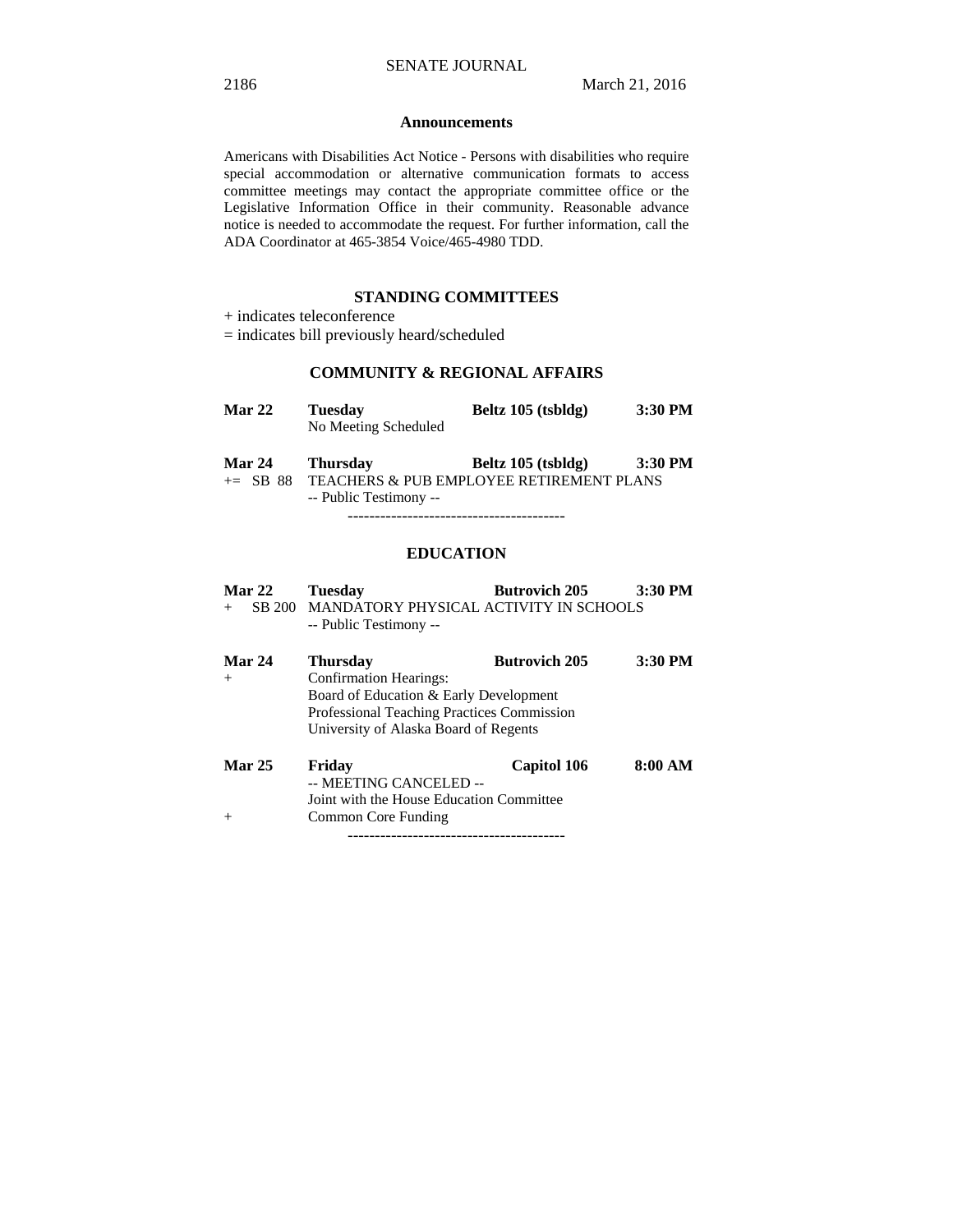## Announcements

Americans with Disabilities Act Notice - Persons with disabilities who require special accommodation or alternative communication formats to access committee meetings may contact the appropriate committee office or the Legislative Information Office in their community. Reasonable advance notice is needed to accommodate the request. For further information, call the ADA Coordinator at 465-3854 Voice/465-4980 TDD.

## STANDING COMMITTEES

+ indicates teleconference
= indicates bill previously heard/scheduled

### COMMUNITY & REGIONAL AFFAIRS

**Mar 22** **Tuesday** **Beltz 105 (tsbldg)** **3:30 PM**
No Meeting Scheduled

**Mar 24** **Thursday** **Beltz 105 (tsbldg)** **3:30 PM**
+= SB 88 TEACHERS & PUB EMPLOYEE RETIREMENT PLANS
-- Public Testimony --

----------------------------------------

### EDUCATION

**Mar 22** **Tuesday** **Butrovich 205** **3:30 PM**
+ SB 200 MANDATORY PHYSICAL ACTIVITY IN SCHOOLS
-- Public Testimony --

**Mar 24** **Thursday** **Butrovich 205** **3:30 PM**
+ Confirmation Hearings:
Board of Education & Early Development
Professional Teaching Practices Commission
University of Alaska Board of Regents

**Mar 25** **Friday** **Capitol 106** **8:00 AM**
-- MEETING CANCELED --
Joint with the House Education Committee
+ Common Core Funding

----------------------------------------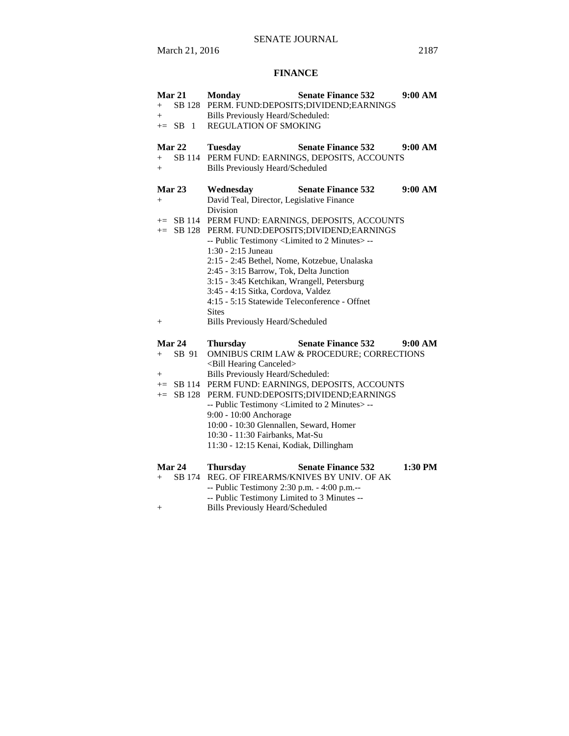## FINANCE

**Mar 21 Monday Senate Finance 532 9:00 AM**

+ SB 128 PERM. FUND:DEPOSITS;DIVIDEND;EARNINGS
+ Bills Previously Heard/Scheduled:
+= SB 1 REGULATION OF SMOKING

**Mar 22 Tuesday Senate Finance 532 9:00 AM**

+ SB 114 PERM FUND: EARNINGS, DEPOSITS, ACCOUNTS
+ Bills Previously Heard/Scheduled

**Mar 23 Wednesday Senate Finance 532 9:00 AM**

+ David Teal, Director, Legislative Finance Division
+= SB 114 PERM FUND: EARNINGS, DEPOSITS, ACCOUNTS
+= SB 128 PERM. FUND:DEPOSITS;DIVIDEND;EARNINGS
  -- Public Testimony <Limited to 2 Minutes> --
  1:30 - 2:15 Juneau
  2:15 - 2:45 Bethel, Nome, Kotzebue, Unalaska
  2:45 - 3:15 Barrow, Tok, Delta Junction
  3:15 - 3:45 Ketchikan, Wrangell, Petersburg
  3:45 - 4:15 Sitka, Cordova, Valdez
  4:15 - 5:15 Statewide Teleconference - Offnet Sites
+ Bills Previously Heard/Scheduled

**Mar 24 Thursday Senate Finance 532 9:00 AM**

+ SB 91 OMNIBUS CRIM LAW & PROCEDURE; CORRECTIONS
  <Bill Hearing Canceled>
+ Bills Previously Heard/Scheduled:
+= SB 114 PERM FUND: EARNINGS, DEPOSITS, ACCOUNTS
+= SB 128 PERM. FUND:DEPOSITS;DIVIDEND;EARNINGS
  -- Public Testimony <Limited to 2 Minutes> --
  9:00 - 10:00 Anchorage
  10:00 - 10:30 Glennallen, Seward, Homer
  10:30 - 11:30 Fairbanks, Mat-Su
  11:30 - 12:15 Kenai, Kodiak, Dillingham

**Mar 24 Thursday Senate Finance 532 1:30 PM**

+ SB 174 REG. OF FIREARMS/KNIVES BY UNIV. OF AK
  -- Public Testimony 2:30 p.m. - 4:00 p.m.--
  -- Public Testimony Limited to 3 Minutes --
+ Bills Previously Heard/Scheduled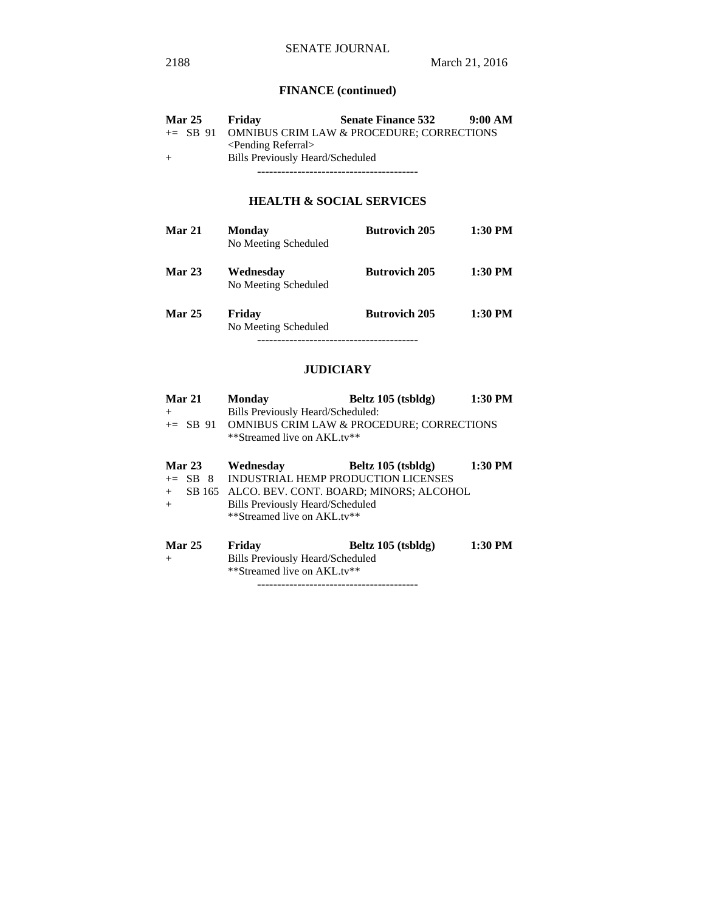## FINANCE (continued)

**Mar 25** **Friday** **Senate Finance 532** **9:00 AM**
+= SB 91 OMNIBUS CRIM LAW & PROCEDURE; CORRECTIONS
<Pending Referral>
\+ Bills Previously Heard/Scheduled

----------------------------------------

## HEALTH & SOCIAL SERVICES

**Mar 21** **Monday** **Butrovich 205** **1:30 PM**
No Meeting Scheduled

**Mar 23** **Wednesday** **Butrovich 205** **1:30 PM**
No Meeting Scheduled

**Mar 25** **Friday** **Butrovich 205** **1:30 PM**
No Meeting Scheduled

----------------------------------------

## JUDICIARY

**Mar 21** **Monday** **Beltz 105 (tsbldg)** **1:30 PM**
\+ Bills Previously Heard/Scheduled:
+= SB 91 OMNIBUS CRIM LAW & PROCEDURE; CORRECTIONS
**Streamed live on AKL.tv**

**Mar 23** **Wednesday** **Beltz 105 (tsbldg)** **1:30 PM**
+= SB 8 INDUSTRIAL HEMP PRODUCTION LICENSES
\+ SB 165 ALCO. BEV. CONT. BOARD; MINORS; ALCOHOL
\+ Bills Previously Heard/Scheduled
**Streamed live on AKL.tv**

**Mar 25** **Friday** **Beltz 105 (tsbldg)** **1:30 PM**
\+ Bills Previously Heard/Scheduled
**Streamed live on AKL.tv**

----------------------------------------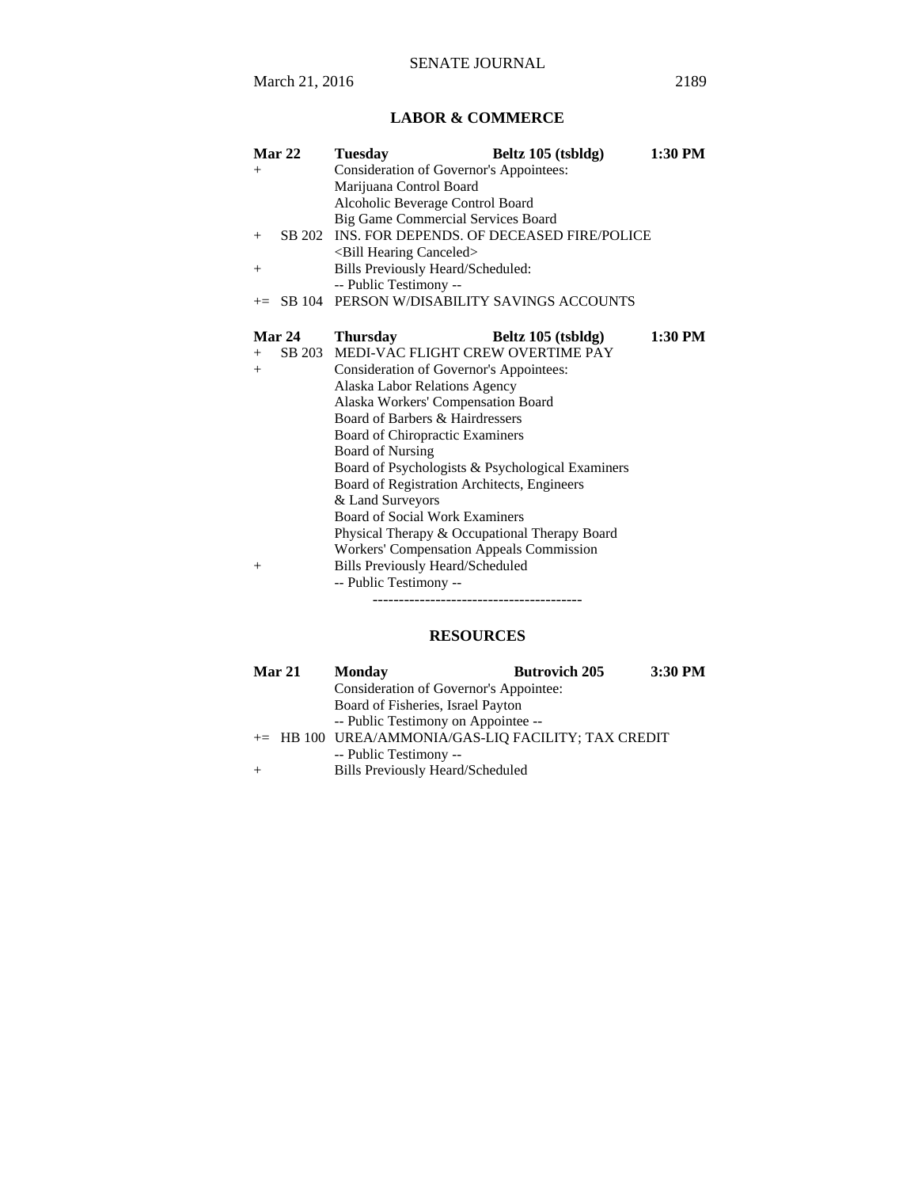## LABOR & COMMERCE

| | | | | |
|---|---|---|---|---|
| **Mar 22** | | **Tuesday** | **Beltz 105 (tsbldg)** | **1:30 PM** |
| + | | Consideration of Governor's Appointees: | | |
| | | Marijuana Control Board | | |
| | | Alcoholic Beverage Control Board | | |
| | | Big Game Commercial Services Board | | |
| + | SB 202 | INS. FOR DEPENDS. OF DECEASED FIRE/POLICE | | |
| | | <Bill Hearing Canceled> | | |
| + | | Bills Previously Heard/Scheduled: | | |
| | | -- Public Testimony -- | | |
| += | SB 104 | PERSON W/DISABILITY SAVINGS ACCOUNTS | | |

| | | | | |
|---|---|---|---|---|
| **Mar 24** | | **Thursday** | **Beltz 105 (tsbldg)** | **1:30 PM** |
| + | SB 203 | MEDI-VAC FLIGHT CREW OVERTIME PAY | | |
| + | | Consideration of Governor's Appointees: | | |
| | | Alaska Labor Relations Agency | | |
| | | Alaska Workers' Compensation Board | | |
| | | Board of Barbers & Hairdressers | | |
| | | Board of Chiropractic Examiners | | |
| | | Board of Nursing | | |
| | | Board of Psychologists & Psychological Examiners | | |
| | | Board of Registration Architects, Engineers & Land Surveyors | | |
| | | Board of Social Work Examiners | | |
| | | Physical Therapy & Occupational Therapy Board | | |
| | | Workers' Compensation Appeals Commission | | |
| + | | Bills Previously Heard/Scheduled | | |
| | | -- Public Testimony -- | | |

----------------------------------------

## RESOURCES

| | | | | |
|---|---|---|---|---|
| **Mar 21** | | **Monday** | **Butrovich 205** | **3:30 PM** |
| | | Consideration of Governor's Appointee: | | |
| | | Board of Fisheries, Israel Payton | | |
| | | -- Public Testimony on Appointee -- | | |
| += | HB 100 | UREA/AMMONIA/GAS-LIQ FACILITY; TAX CREDIT | | |
| | | -- Public Testimony -- | | |
| + | | Bills Previously Heard/Scheduled | | |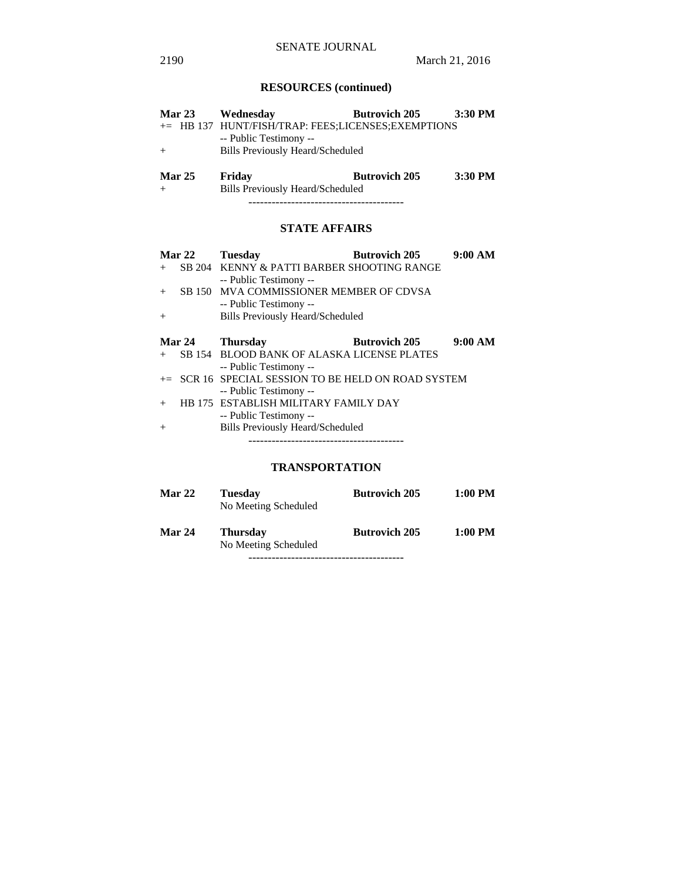## RESOURCES (continued)

**Mar 23 Wednesday Butrovich 205 3:30 PM**

+= HB 137 HUNT/FISH/TRAP: FEES;LICENSES;EXEMPTIONS
-- Public Testimony --

\+ Bills Previously Heard/Scheduled

**Mar 25 Friday Butrovich 205 3:30 PM**

\+ Bills Previously Heard/Scheduled

----------------------------------------

## STATE AFFAIRS

**Mar 22 Tuesday Butrovich 205 9:00 AM**

\+ SB 204 KENNY & PATTI BARBER SHOOTING RANGE
-- Public Testimony --

\+ SB 150 MVA COMMISSIONER MEMBER OF CDVSA
-- Public Testimony --

\+ Bills Previously Heard/Scheduled

**Mar 24 Thursday Butrovich 205 9:00 AM**

\+ SB 154 BLOOD BANK OF ALASKA LICENSE PLATES
-- Public Testimony --

+= SCR 16 SPECIAL SESSION TO BE HELD ON ROAD SYSTEM
-- Public Testimony --

\+ HB 175 ESTABLISH MILITARY FAMILY DAY
-- Public Testimony --

\+ Bills Previously Heard/Scheduled

----------------------------------------

## TRANSPORTATION

**Mar 22 Tuesday Butrovich 205 1:00 PM**

No Meeting Scheduled

**Mar 24 Thursday Butrovich 205 1:00 PM**

No Meeting Scheduled

----------------------------------------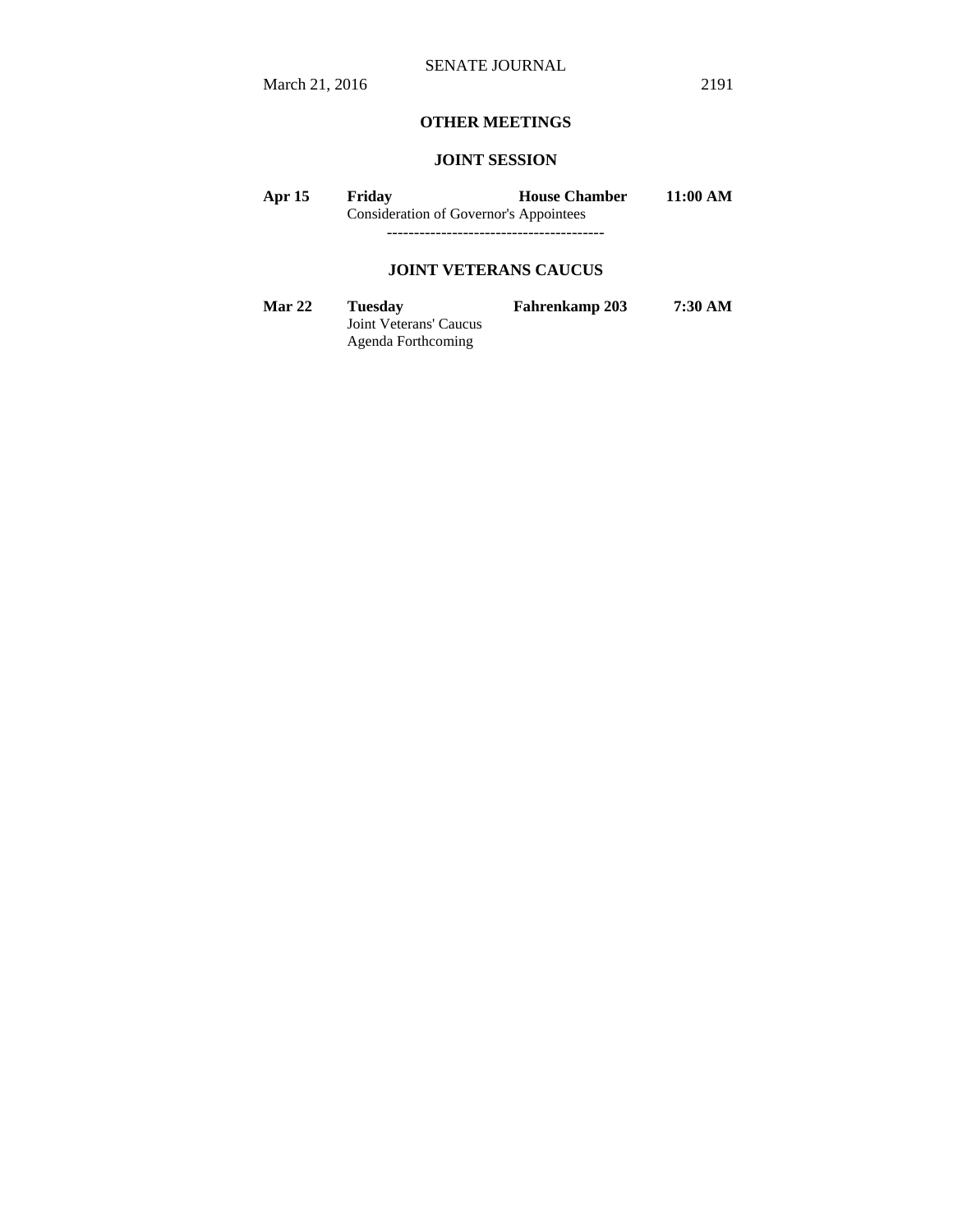## OTHER MEETINGS

### JOINT SESSION

| | | | |
|---|---|---|---|
| **Apr 15** | **Friday** | **House Chamber** | **11:00 AM** |
| | Consideration of Governor's Appointees | | |

----------------------------------------

### JOINT VETERANS CAUCUS

| | | | |
|---|---|---|---|
| **Mar 22** | **Tuesday** | **Fahrenkamp 203** | **7:30 AM** |
| | Joint Veterans' Caucus<br>Agenda Forthcoming | | |